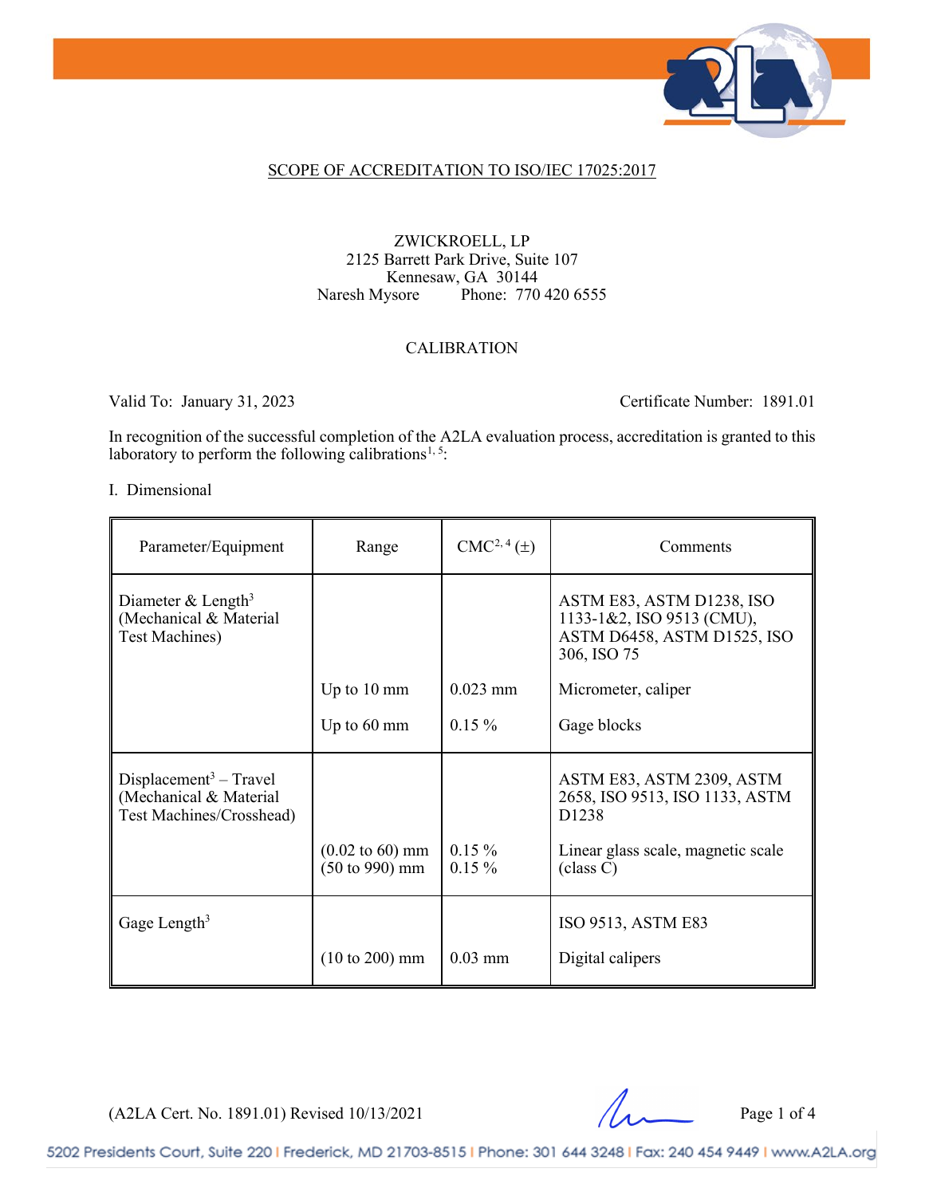SCOPE OF ACCREDITATION TO ISO/IEC 17025:2017

ZWICKROELL, LP
2125 Barrett Park Drive, Suite 107
Kennesaw, GA 30144
Naresh Mysore Phone: 770 420 6555

CALIBRATION

Valid To: January 31, 2023 Certificate Number: 1891.01

In recognition of the successful completion of the A2LA evaluation process, accreditation is granted to this laboratory to perform the following calibrations[1, 5]:

I. Dimensional

| Parameter/Equipment | Range | CMC[2, 4] (±) | Comments |
|---|---|---|---|
| Diameter & Length[3] (Mechanical & Material Test Machines) | | | ASTM E83, ASTM D1238, ISO 1133-1&2, ISO 9513 (CMU), ASTM D6458, ASTM D1525, ISO 306, ISO 75 |
| | Up to 10 mm | 0.023 mm | Micrometer, caliper |
| | Up to 60 mm | 0.15 % | Gage blocks |
| Displacement[3] – Travel (Mechanical & Material Test Machines/Crosshead) | | | ASTM E83, ASTM 2309, ASTM 2658, ISO 9513, ISO 1133, ASTM D1238 |
| | (0.02 to 60) mm<br>(50 to 990) mm | 0.15 %<br>0.15 % | Linear glass scale, magnetic scale (class C) |
| Gage Length[3] | | | ISO 9513, ASTM E83 |
| | (10 to 200) mm | 0.03 mm | Digital calipers |

(A2LA Cert. No. 1891.01) Revised 10/13/2021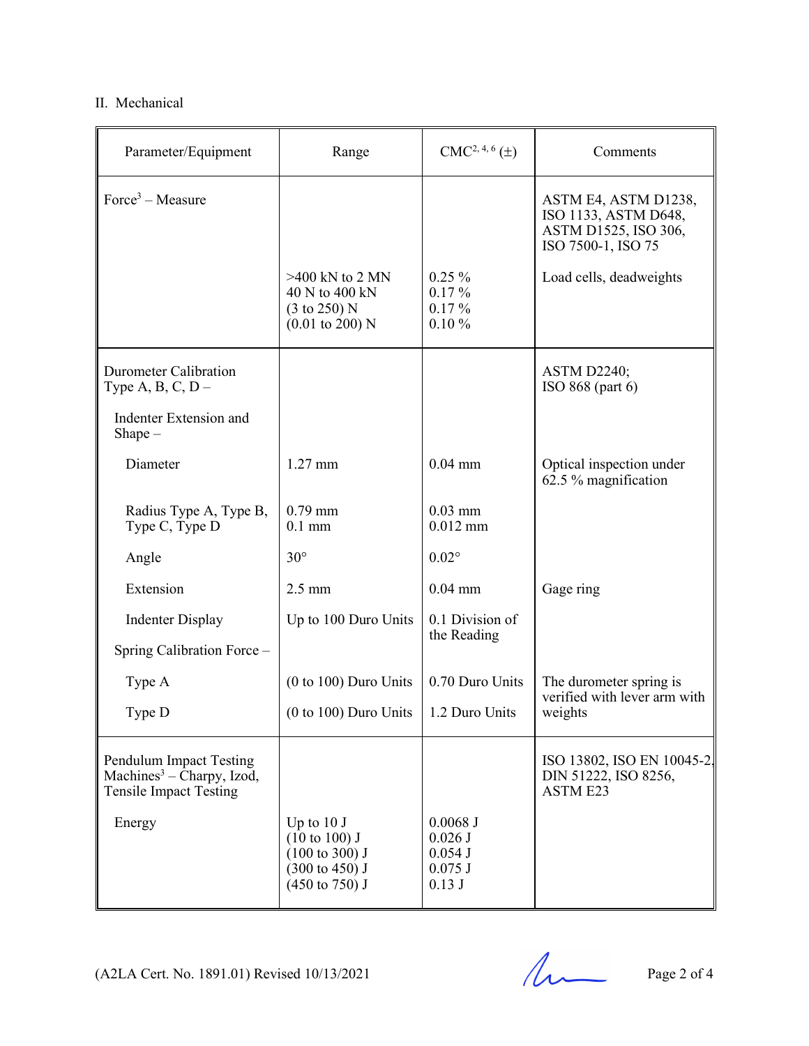II. Mechanical

| Parameter/Equipment | Range | CMC[2, 4, 6] (±) | Comments |
| --- | --- | --- | --- |
| Force[3] – Measure | | | ASTM E4, ASTM D1238, ISO 1133, ASTM D648, ASTM D1525, ISO 306, ISO 7500-1, ISO 75 |
| | >400 kN to 2 MN<br>40 N to 400 kN<br>(3 to 250) N<br>(0.01 to 200) N | 0.25 %<br>0.17 %<br>0.17 %<br>0.10 % | Load cells, deadweights |
| Durometer Calibration Type A, B, C, D – | | | ASTM D2240;<br>ISO 868 (part 6) |
| Indenter Extension and Shape – | | | |
| Diameter | 1.27 mm | 0.04 mm | Optical inspection under 62.5 % magnification |
| Radius Type A, Type B, Type C, Type D | 0.79 mm<br>0.1 mm | 0.03 mm<br>0.012 mm | |
| Angle | 30° | 0.02° | |
| Extension | 2.5 mm | 0.04 mm | Gage ring |
| Indenter Display | Up to 100 Duro Units | 0.1 Division of the Reading | |
| Spring Calibration Force – | | | |
| Type A | (0 to 100) Duro Units | 0.70 Duro Units | The durometer spring is verified with lever arm with weights |
| Type D | (0 to 100) Duro Units | 1.2 Duro Units | |
| Pendulum Impact Testing Machines[3] – Charpy, Izod, Tensile Impact Testing | | | ISO 13802, ISO EN 10045-2, DIN 51222, ISO 8256, ASTM E23 |
| Energy | Up to 10 J<br>(10 to 100) J<br>(100 to 300) J<br>(300 to 450) J<br>(450 to 750) J | 0.0068 J<br>0.026 J<br>0.054 J<br>0.075 J<br>0.13 J | |

(A2LA Cert. No. 1891.01) Revised 10/13/2021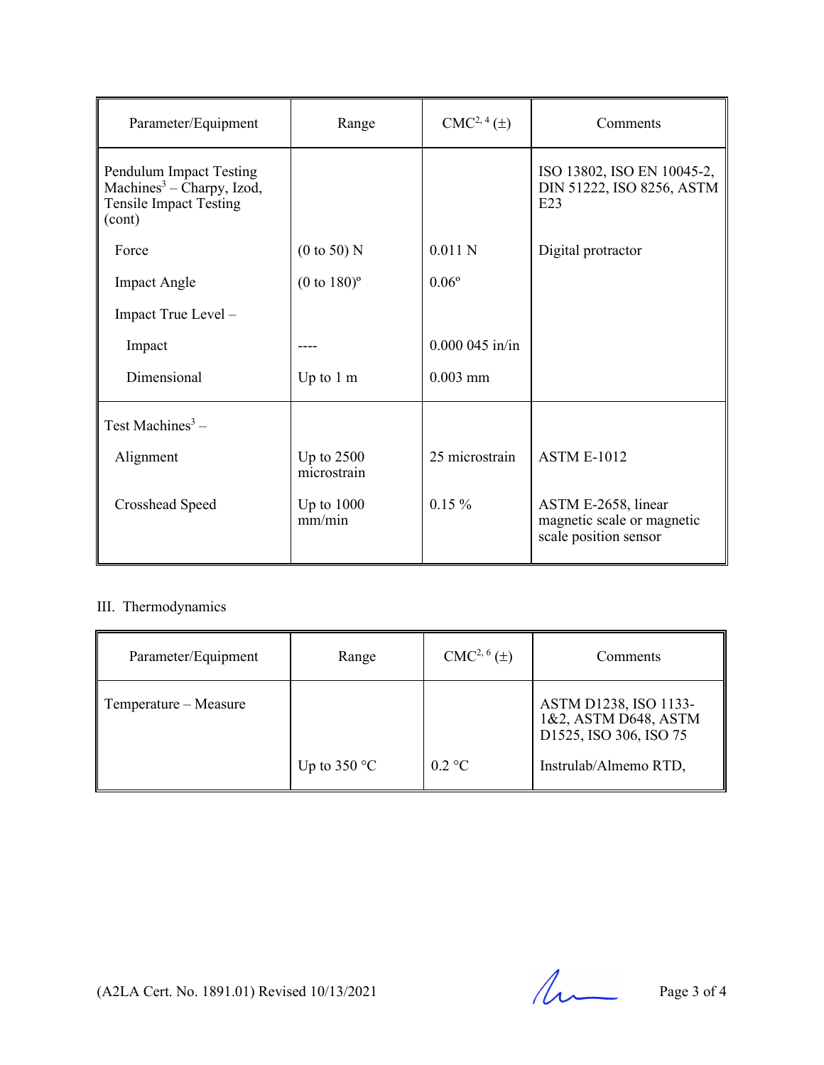| Parameter/Equipment | Range | CMC[2, 4] (±) | Comments |
|---|---|---|---|
| Pendulum Impact Testing Machines[3] – Charpy, Izod, Tensile Impact Testing (cont) | | | ISO 13802, ISO EN 10045-2, DIN 51222, ISO 8256, ASTM E23 |
| Force | (0 to 50) N | 0.011 N | Digital protractor |
| Impact Angle | (0 to 180)º | 0.06º | |
| Impact True Level – | | | |
| Impact | ---- | 0.000 045 in/in | |
| Dimensional | Up to 1 m | 0.003 mm | |
| Test Machines[3] – | | | |
| Alignment | Up to 2500 microstrain | 25 microstrain | ASTM E-1012 |
| Crosshead Speed | Up to 1000 mm/min | 0.15 % | ASTM E-2658, linear magnetic scale or magnetic scale position sensor |

III. Thermodynamics

| Parameter/Equipment | Range | CMC[2, 6] (±) | Comments |
|---|---|---|---|
| Temperature – Measure | | | ASTM D1238, ISO 1133-1&2, ASTM D648, ASTM D1525, ISO 306, ISO 75 |
| | Up to 350 °C | 0.2 °C | Instrulab/Almemo RTD, |

(A2LA Cert. No. 1891.01) Revised 10/13/2021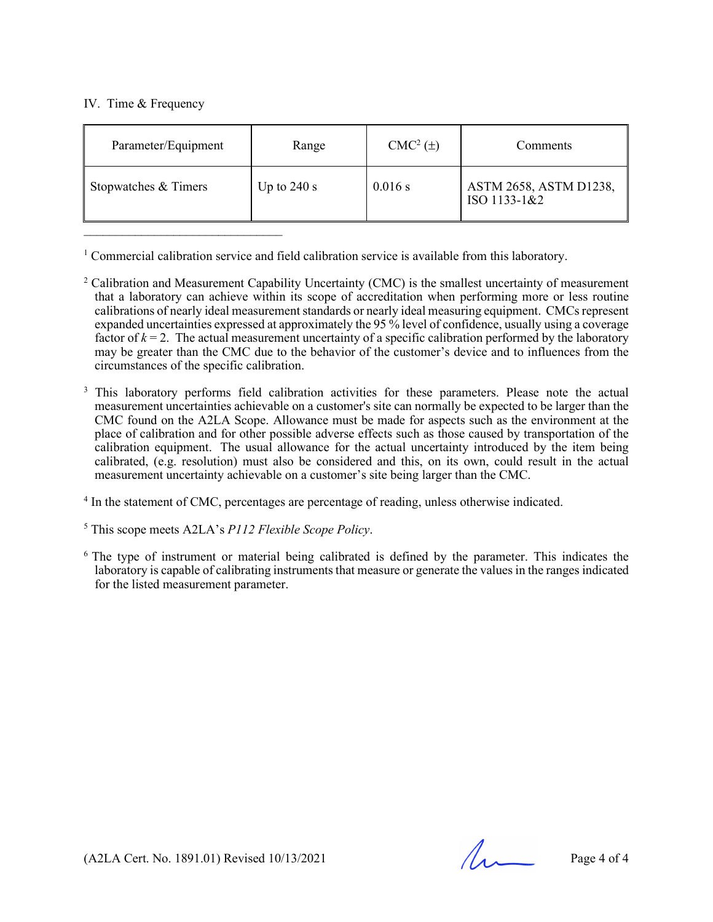## IV. Time & Frequency

| Parameter/Equipment | Range | CMC[2] (±) | Comments |
|---|---|---|---|
| Stopwatches & Timers | Up to 240 s | 0.016 s | ASTM 2658, ASTM D1238, ISO 1133-1&2 |

---

[1] Commercial calibration service and field calibration service is available from this laboratory.

[2] Calibration and Measurement Capability Uncertainty (CMC) is the smallest uncertainty of measurement that a laboratory can achieve within its scope of accreditation when performing more or less routine calibrations of nearly ideal measurement standards or nearly ideal measuring equipment. CMCs represent expanded uncertainties expressed at approximately the 95 % level of confidence, usually using a coverage factor of $k = 2$. The actual measurement uncertainty of a specific calibration performed by the laboratory may be greater than the CMC due to the behavior of the customer's device and to influences from the circumstances of the specific calibration.

[3] This laboratory performs field calibration activities for these parameters. Please note the actual measurement uncertainties achievable on a customer's site can normally be expected to be larger than the CMC found on the A2LA Scope. Allowance must be made for aspects such as the environment at the place of calibration and for other possible adverse effects such as those caused by transportation of the calibration equipment. The usual allowance for the actual uncertainty introduced by the item being calibrated, (e.g. resolution) must also be considered and this, on its own, could result in the actual measurement uncertainty achievable on a customer's site being larger than the CMC.

[4] In the statement of CMC, percentages are percentage of reading, unless otherwise indicated.

[5] This scope meets A2LA's *P112 Flexible Scope Policy*.

[6] The type of instrument or material being calibrated is defined by the parameter. This indicates the laboratory is capable of calibrating instruments that measure or generate the values in the ranges indicated for the listed measurement parameter.

(A2LA Cert. No. 1891.01) Revised 10/13/2021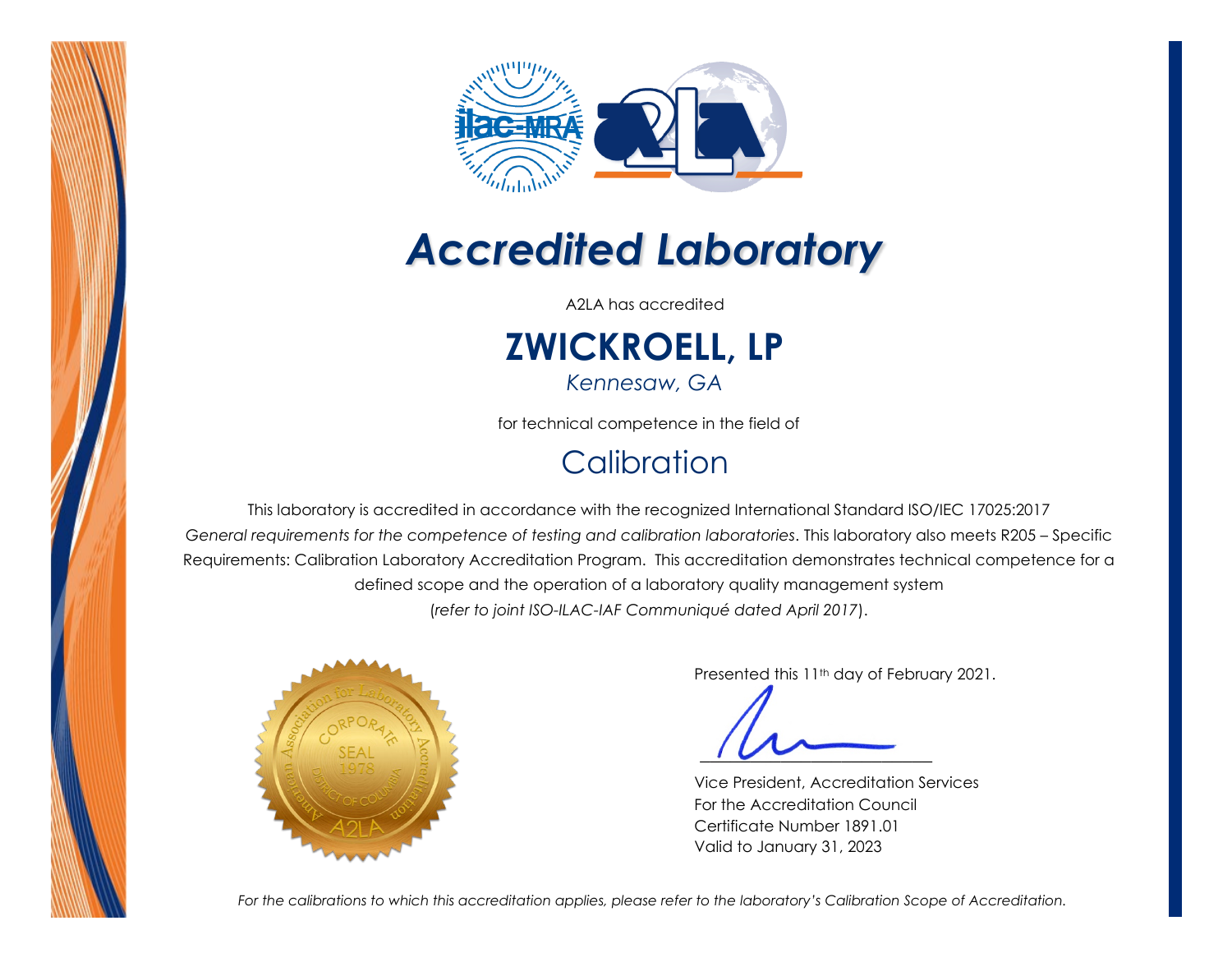# *Accredited Laboratory*

A2LA has accredited

## ZWICKROELL, LP

*Kennesaw, GA*

for technical competence in the field of

## Calibration

This laboratory is accredited in accordance with the recognized International Standard ISO/IEC 17025:2017 *General requirements for the competence of testing and calibration laboratories*. This laboratory also meets R205 – Specific Requirements: Calibration Laboratory Accreditation Program. This accreditation demonstrates technical competence for a defined scope and the operation of a laboratory quality management system (*refer to joint ISO-ILAC-IAF Communiqué dated April 2017*).

Presented this 11th day of February 2021.

Vice President, Accreditation Services
For the Accreditation Council
Certificate Number 1891.01
Valid to January 31, 2023

*For the calibrations to which this accreditation applies, please refer to the laboratory's Calibration Scope of Accreditation.*